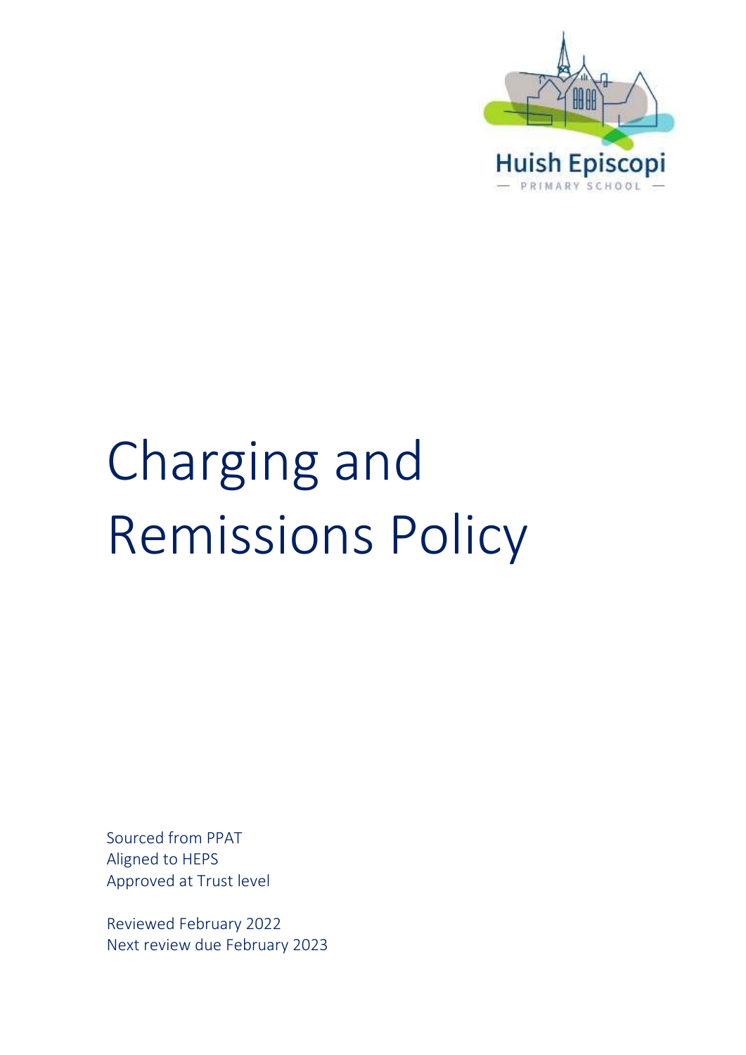Huish Episcopi

— PRIMARY SCHOOL —

# Charging and Remissions Policy

Sourced from PPAT
Aligned to HEPS
Approved at Trust level

Reviewed February 2022
Next review due February 2023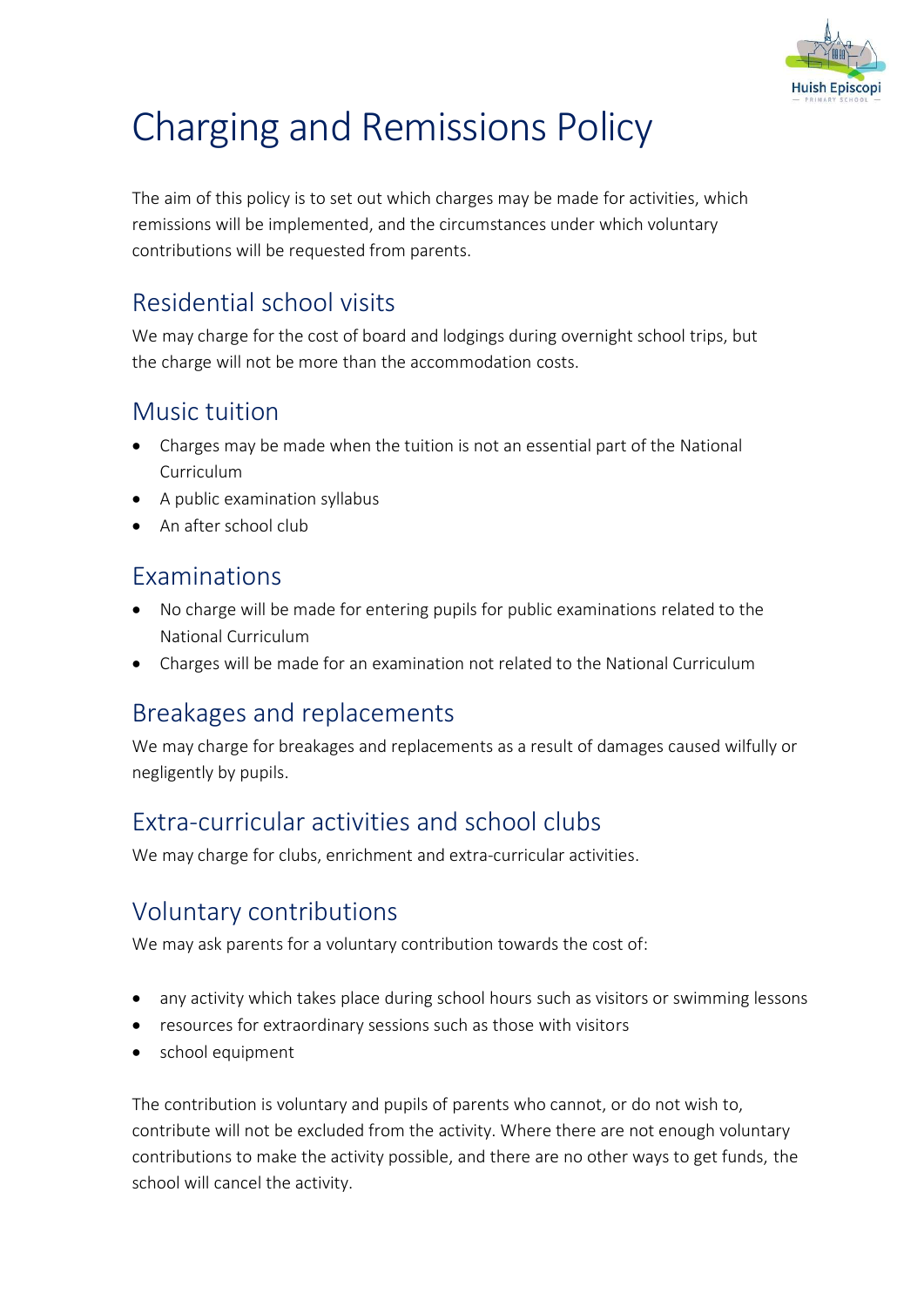# Charging and Remissions Policy

The aim of this policy is to set out which charges may be made for activities, which remissions will be implemented, and the circumstances under which voluntary contributions will be requested from parents.

## Residential school visits

We may charge for the cost of board and lodgings during overnight school trips, but the charge will not be more than the accommodation costs.

## Music tuition

- Charges may be made when the tuition is not an essential part of the National Curriculum
- A public examination syllabus
- An after school club

## Examinations

- No charge will be made for entering pupils for public examinations related to the National Curriculum
- Charges will be made for an examination not related to the National Curriculum

## Breakages and replacements

We may charge for breakages and replacements as a result of damages caused wilfully or negligently by pupils.

## Extra-curricular activities and school clubs

We may charge for clubs, enrichment and extra-curricular activities.

## Voluntary contributions

We may ask parents for a voluntary contribution towards the cost of:

- any activity which takes place during school hours such as visitors or swimming lessons
- resources for extraordinary sessions such as those with visitors
- school equipment

The contribution is voluntary and pupils of parents who cannot, or do not wish to, contribute will not be excluded from the activity. Where there are not enough voluntary contributions to make the activity possible, and there are no other ways to get funds, the school will cancel the activity.